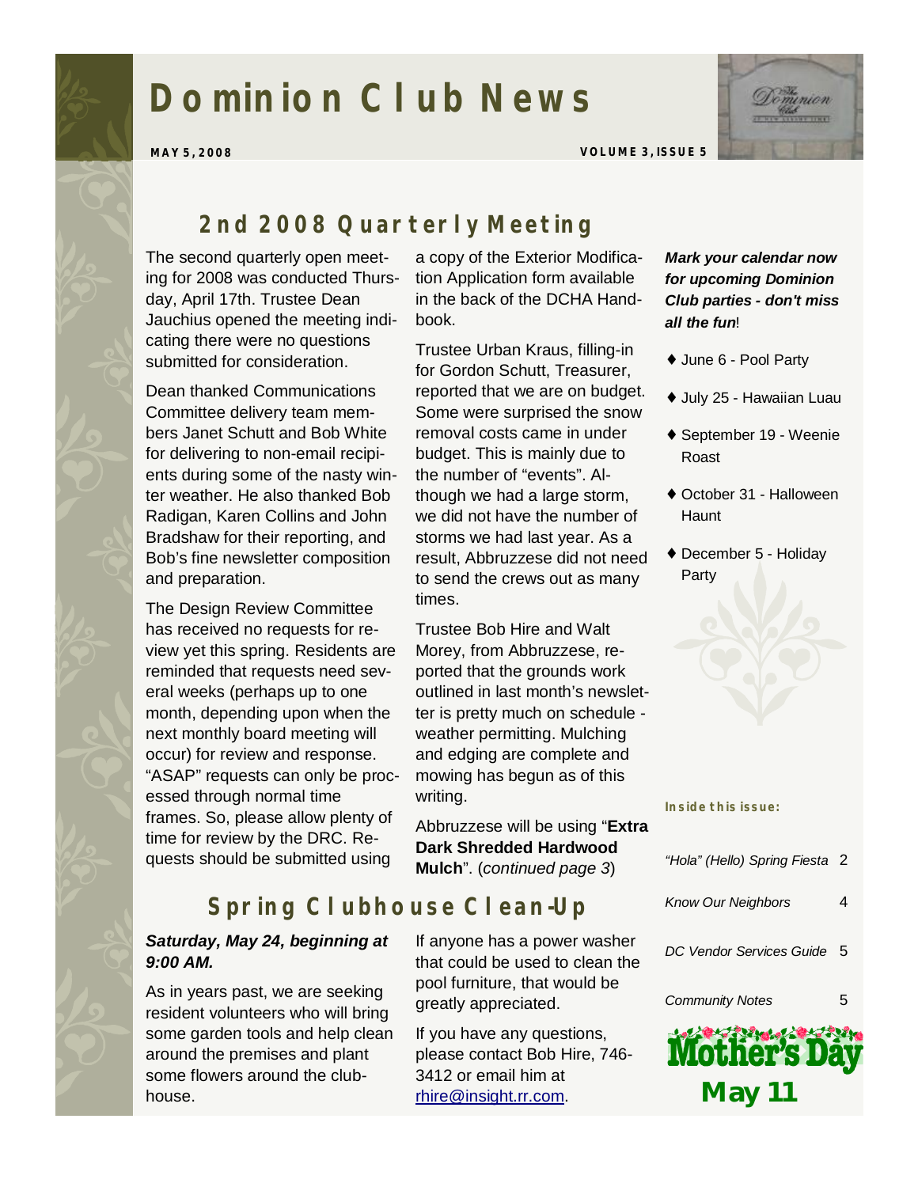# Dominion Club News

**MAY 5, 2008** **VOLUME 3, ISSUE 5**

## 2nd 2008 Quarterly Meeting

The second quarterly open meeting for 2008 was conducted Thursday, April 17th. Trustee Dean Jauchius opened the meeting indicating there were no questions submitted for consideration.

Dean thanked Communications Committee delivery team members Janet Schutt and Bob White for delivering to non-email recipients during some of the nasty winter weather. He also thanked Bob Radigan, Karen Collins and John Bradshaw for their reporting, and Bob's fine newsletter composition and preparation.

The Design Review Committee has received no requests for review yet this spring. Residents are reminded that requests need several weeks (perhaps up to one month, depending upon when the next monthly board meeting will occur) for review and response. "ASAP" requests can only be processed through normal time frames. So, please allow plenty of time for review by the DRC. Requests should be submitted using a copy of the Exterior Modification Application form available in the back of the DCHA Handbook.

Trustee Urban Kraus, filling-in for Gordon Schutt, Treasurer, reported that we are on budget. Some were surprised the snow removal costs came in under budget. This is mainly due to the number of "events". Although we had a large storm, we did not have the number of storms we had last year. As a result, Abbruzzese did not need to send the crews out as many times.

Trustee Bob Hire and Walt Morey, from Abbruzzese, reported that the grounds work outlined in last month's newsletter is pretty much on schedule - weather permitting. Mulching and edging are complete and mowing has begun as of this writing.

Abbruzzese will be using "**Extra Dark Shredded Hardwood Mulch**". (*continued page 3*)

## Spring Clubhouse Clean-Up

***Saturday, May 24, beginning at 9:00 AM.***

As in years past, we are seeking resident volunteers who will bring some garden tools and help clean around the premises and plant some flowers around the clubhouse.

If anyone has a power washer that could be used to clean the pool furniture, that would be greatly appreciated.

If you have any questions, please contact Bob Hire, 746-3412 or email him at rhire@insight.rr.com.

***Mark your calendar now for upcoming Dominion Club parties - don't miss all the fun!***

- June 6 - Pool Party
- July 25 - Hawaiian Luau
- September 19 - Weenie Roast
- October 31 - Halloween Haunt
- December 5 - Holiday Party

**Inside this issue:**

| | |
|---|---|
| *"Hola" (Hello) Spring Fiesta* | 2 |
| *Know Our Neighbors* | 4 |
| *DC Vendor Services Guide* | 5 |
| *Community Notes* | 5 |

**Mother's Day**
**May 11**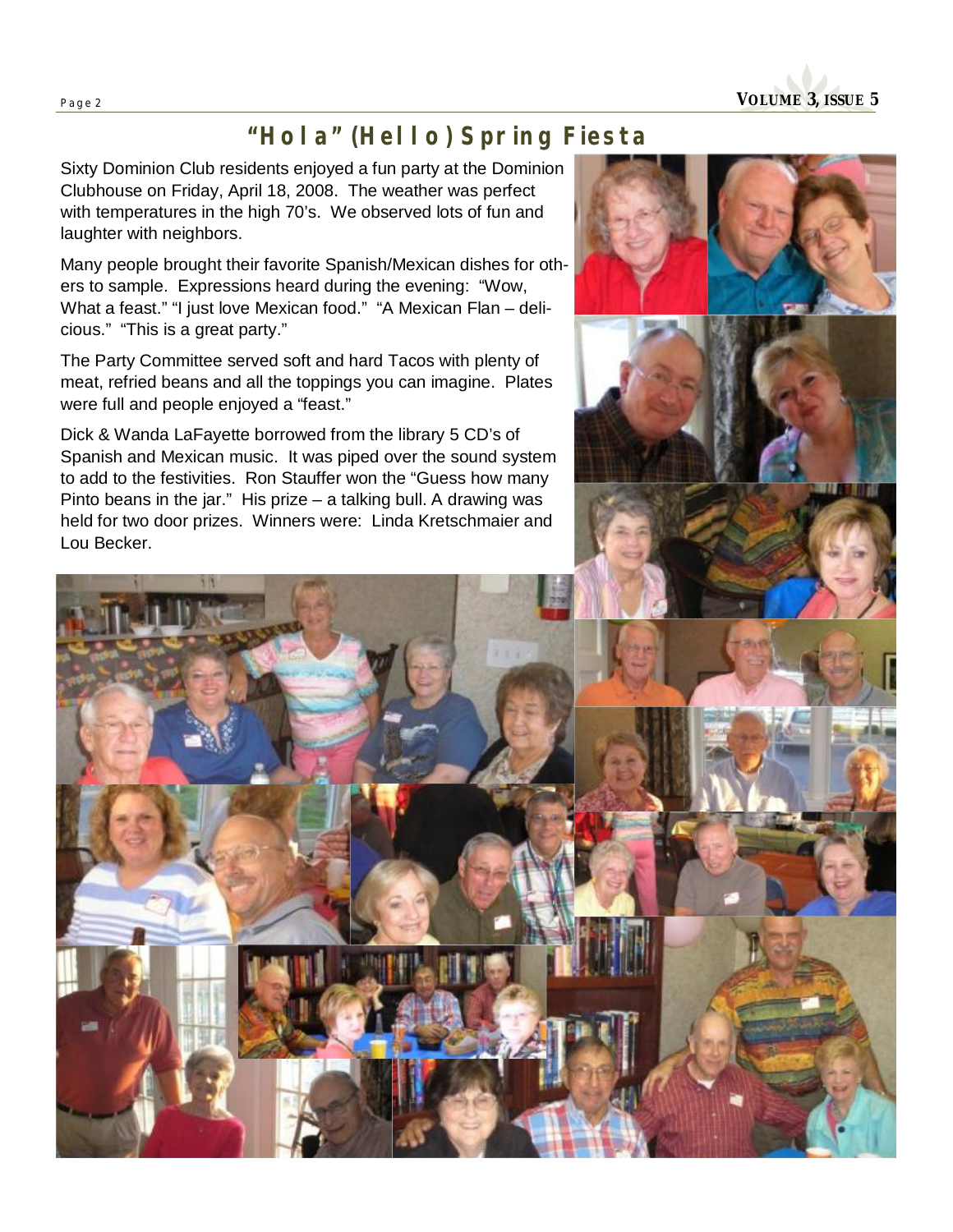# "Hola" (Hello) Spring Fiesta

Sixty Dominion Club residents enjoyed a fun party at the Dominion Clubhouse on Friday, April 18, 2008. The weather was perfect with temperatures in the high 70's. We observed lots of fun and laughter with neighbors.

Many people brought their favorite Spanish/Mexican dishes for others to sample. Expressions heard during the evening: "Wow, What a feast." "I just love Mexican food." "A Mexican Flan – delicious." "This is a great party."

The Party Committee served soft and hard Tacos with plenty of meat, refried beans and all the toppings you can imagine. Plates were full and people enjoyed a "feast."

Dick & Wanda LaFayette borrowed from the library 5 CD's of Spanish and Mexican music. It was piped over the sound system to add to the festivities. Ron Stauffer won the "Guess how many Pinto beans in the jar." His prize – a talking bull. A drawing was held for two door prizes. Winners were: Linda Kretschmaier and Lou Becker.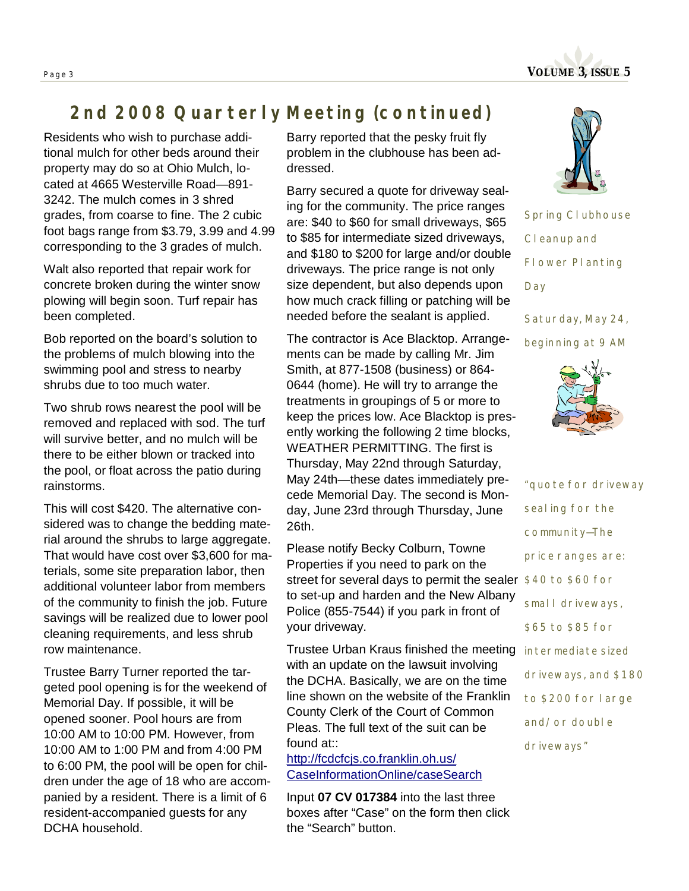## 2nd 2008 Quarterly Meeting (continued)

Residents who wish to purchase additional mulch for other beds around their property may do so at Ohio Mulch, located at 4665 Westerville Road—891-3242. The mulch comes in 3 shred grades, from coarse to fine. The 2 cubic foot bags range from $3.79, 3.99 and 4.99 corresponding to the 3 grades of mulch.

Walt also reported that repair work for concrete broken during the winter snow plowing will begin soon. Turf repair has been completed.

Bob reported on the board's solution to the problems of mulch blowing into the swimming pool and stress to nearby shrubs due to too much water.

Two shrub rows nearest the pool will be removed and replaced with sod. The turf will survive better, and no mulch will be there to be either blown or tracked into the pool, or float across the patio during rainstorms.

This will cost $420. The alternative considered was to change the bedding material around the shrubs to large aggregate. That would have cost over $3,600 for materials, some site preparation labor, then additional volunteer labor from members of the community to finish the job. Future savings will be realized due to lower pool cleaning requirements, and less shrub row maintenance.

Trustee Barry Turner reported the targeted pool opening is for the weekend of Memorial Day. If possible, it will be opened sooner. Pool hours are from 10:00 AM to 10:00 PM. However, from 10:00 AM to 1:00 PM and from 4:00 PM to 6:00 PM, the pool will be open for children under the age of 18 who are accompanied by a resident. There is a limit of 6 resident-accompanied guests for any DCHA household.

Barry reported that the pesky fruit fly problem in the clubhouse has been addressed.

Barry secured a quote for driveway sealing for the community. The price ranges are: $40 to $60 for small driveways, $65 to $85 for intermediate sized driveways, and $180 to $200 for large and/or double driveways. The price range is not only size dependent, but also depends upon how much crack filling or patching will be needed before the sealant is applied.

The contractor is Ace Blacktop. Arrangements can be made by calling Mr. Jim Smith, at 877-1508 (business) or 864-0644 (home). He will try to arrange the treatments in groupings of 5 or more to keep the prices low. Ace Blacktop is presently working the following 2 time blocks, WEATHER PERMITTING. The first is Thursday, May 22nd through Saturday, May 24th—these dates immediately precede Memorial Day. The second is Monday, June 23rd through Thursday, June 26th.

Please notify Becky Colburn, Towne Properties if you need to park on the street for several days to permit the sealer to set-up and harden and the New Albany Police (855-7544) if you park in front of your driveway.

Trustee Urban Kraus finished the meeting with an update on the lawsuit involving the DCHA. Basically, we are on the time line shown on the website of the Franklin County Clerk of the Court of Common Pleas. The full text of the suit can be found at::

http://fcdcfcjs.co.franklin.oh.us/CaseInformationOnline/caseSearch

Input **07 CV 017384** into the last three boxes after "Case" on the form then click the "Search" button.

Spring Clubhouse Cleanup and Flower Planting Day

Saturday, May 24, beginning at 9 AM

"quote for driveway sealing for the community—The price ranges are: $40 to $60 for small driveways, $65 to $85 for intermediate sized driveways, and $180 to $200 for large and/or double driveways"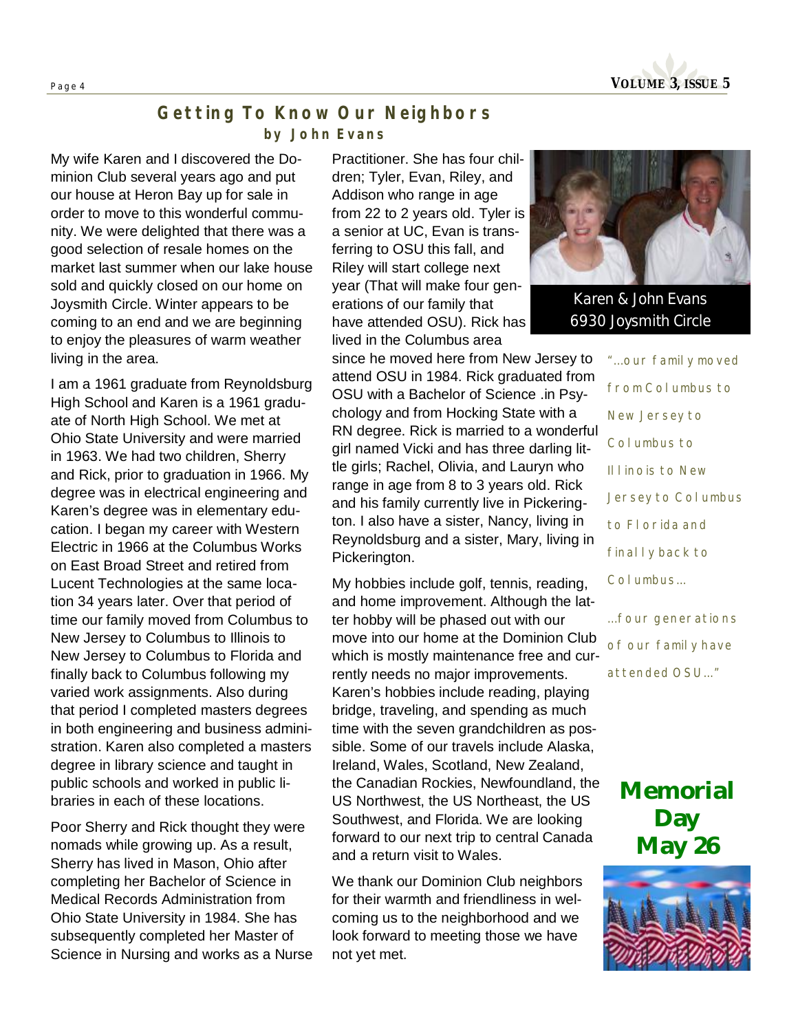## Getting To Know Our Neighbors
### by John Evans

My wife Karen and I discovered the Dominion Club several years ago and put our house at Heron Bay up for sale in order to move to this wonderful community. We were delighted that there was a good selection of resale homes on the market last summer when our lake house sold and quickly closed on our home on Joysmith Circle. Winter appears to be coming to an end and we are beginning to enjoy the pleasures of warm weather living in the area.

I am a 1961 graduate from Reynoldsburg High School and Karen is a 1961 graduate of North High School. We met at Ohio State University and were married in 1963. We had two children, Sherry and Rick, prior to graduation in 1966. My degree was in electrical engineering and Karen's degree was in elementary education. I began my career with Western Electric in 1966 at the Columbus Works on East Broad Street and retired from Lucent Technologies at the same location 34 years later. Over that period of time our family moved from Columbus to New Jersey to Columbus to Illinois to New Jersey to Columbus to Florida and finally back to Columbus following my varied work assignments. Also during that period I completed masters degrees in both engineering and business administration. Karen also completed a masters degree in library science and taught in public schools and worked in public libraries in each of these locations.

Poor Sherry and Rick thought they were nomads while growing up. As a result, Sherry has lived in Mason, Ohio after completing her Bachelor of Science in Medical Records Administration from Ohio State University in 1984. She has subsequently completed her Master of Science in Nursing and works as a Nurse Practitioner. She has four children; Tyler, Evan, Riley, and Addison who range in age from 22 to 2 years old. Tyler is a senior at UC, Evan is transferring to OSU this fall, and Riley will start college next year (That will make four generations of our family that have attended OSU). Rick has lived in the Columbus area since he moved here from New Jersey to attend OSU in 1984. Rick graduated from OSU with a Bachelor of Science .in Psychology and from Hocking State with a RN degree. Rick is married to a wonderful girl named Vicki and has three darling little girls; Rachel, Olivia, and Lauryn who range in age from 8 to 3 years old. Rick and his family currently live in Pickerington. I also have a sister, Nancy, living in Reynoldsburg and a sister, Mary, living in Pickerington.

Karen & John Evans
6930 Joysmith Circle

*"…our family moved from Columbus to New Jersey to Columbus to Illinois to New Jersey to Columbus to Florida and finally back to Columbus…*

*…four generations of our family have attended OSU…"*

My hobbies include golf, tennis, reading, and home improvement. Although the latter hobby will be phased out with our move into our home at the Dominion Club which is mostly maintenance free and currently needs no major improvements. Karen's hobbies include reading, playing bridge, traveling, and spending as much time with the seven grandchildren as possible. Some of our travels include Alaska, Ireland, Wales, Scotland, New Zealand, the Canadian Rockies, Newfoundland, the US Northwest, the US Northeast, the US Southwest, and Florida. We are looking forward to our next trip to central Canada and a return visit to Wales.

We thank our Dominion Club neighbors for their warmth and friendliness in welcoming us to the neighborhood and we look forward to meeting those we have not yet met.

## Memorial Day May 26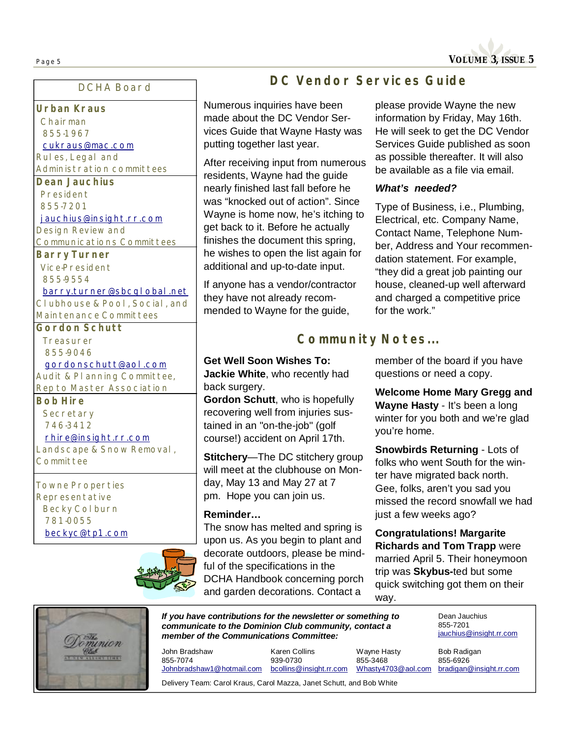## DCHA Board

**Urban Kraus**
Chairman
855-1967
cukraus@mac.com
Rules, Legal and Administration committees

**Dean Jauchius**
President
855-7201
jauchius@insight.rr.com
Design Review and Communications Committees

**Barry Turner**
Vice-President
855-9554
barry.turner@sbcglobal.net
Clubhouse & Pool, Social, and Maintenance Committees

**Gordon Schutt**
Treasurer
855-9046
gordonschutt@aol.com
Audit & Planning Committee, Rep to Master Association

**Bob Hire**
Secretary
746-3412
rhire@insight.rr.com
Landscape & Snow Removal, Committee

Towne Properties Representative
Becky Colburn
781-0055
beckyc@tp1.com

## DC Vendor Services Guide

Numerous inquiries have been made about the DC Vendor Services Guide that Wayne Hasty was putting together last year.

After receiving input from numerous residents, Wayne had the guide nearly finished last fall before he was "knocked out of action". Since Wayne is home now, he's itching to get back to it. Before he actually finishes the document this spring, he wishes to open the list again for additional and up-to-date input.

If anyone has a vendor/contractor they have not already recommended to Wayne for the guide, please provide Wayne the new information by Friday, May 16th. He will seek to get the DC Vendor Services Guide published as soon as possible thereafter. It will also be available as a file via email.

***What's needed?***

Type of Business, i.e., Plumbing, Electrical, etc. Company Name, Contact Name, Telephone Number, Address and Your recommendation statement. For example, "they did a great job painting our house, cleaned-up well afterward and charged a competitive price for the work."

## Community Notes…

**Get Well Soon Wishes To:**
**Jackie White**, who recently had back surgery.
**Gordon Schutt**, who is hopefully recovering well from injuries sustained in an "on-the-job" (golf course!) accident on April 17th.

**Stitchery**—The DC stitchery group will meet at the clubhouse on Monday, May 13 and May 27 at 7 pm. Hope you can join us.

**Reminder…**
The snow has melted and spring is upon us. As you begin to plant and decorate outdoors, please be mindful of the specifications in the DCHA Handbook concerning porch and garden decorations. Contact a member of the board if you have questions or need a copy.

**Welcome Home Mary Gregg and Wayne Hasty** - It's been a long winter for you both and we're glad you're home.

**Snowbirds Returning** - Lots of folks who went South for the winter have migrated back north. Gee, folks, aren't you sad you missed the record snowfall we had just a few weeks ago?

**Congratulations! Margarite Richards and Tom Trapp** were married April 5. Their honeymoon trip was **Skybus-**ted but some quick switching got them on their way.

***If you have contributions for the newsletter or something to communicate to the Dominion Club community, contact a member of the Communications Committee:***

Dean Jauchius
855-7201
jauchius@insight.rr.com

John Bradshaw
855-7074
Johnbradshaw1@hotmail.com

Karen Collins
939-0730
bcollins@insight.rr.com

Wayne Hasty
855-3468
Whasty4703@aol.com

Bob Radigan
855-6926
bradigan@insight.rr.com

Delivery Team: Carol Kraus, Carol Mazza, Janet Schutt, and Bob White